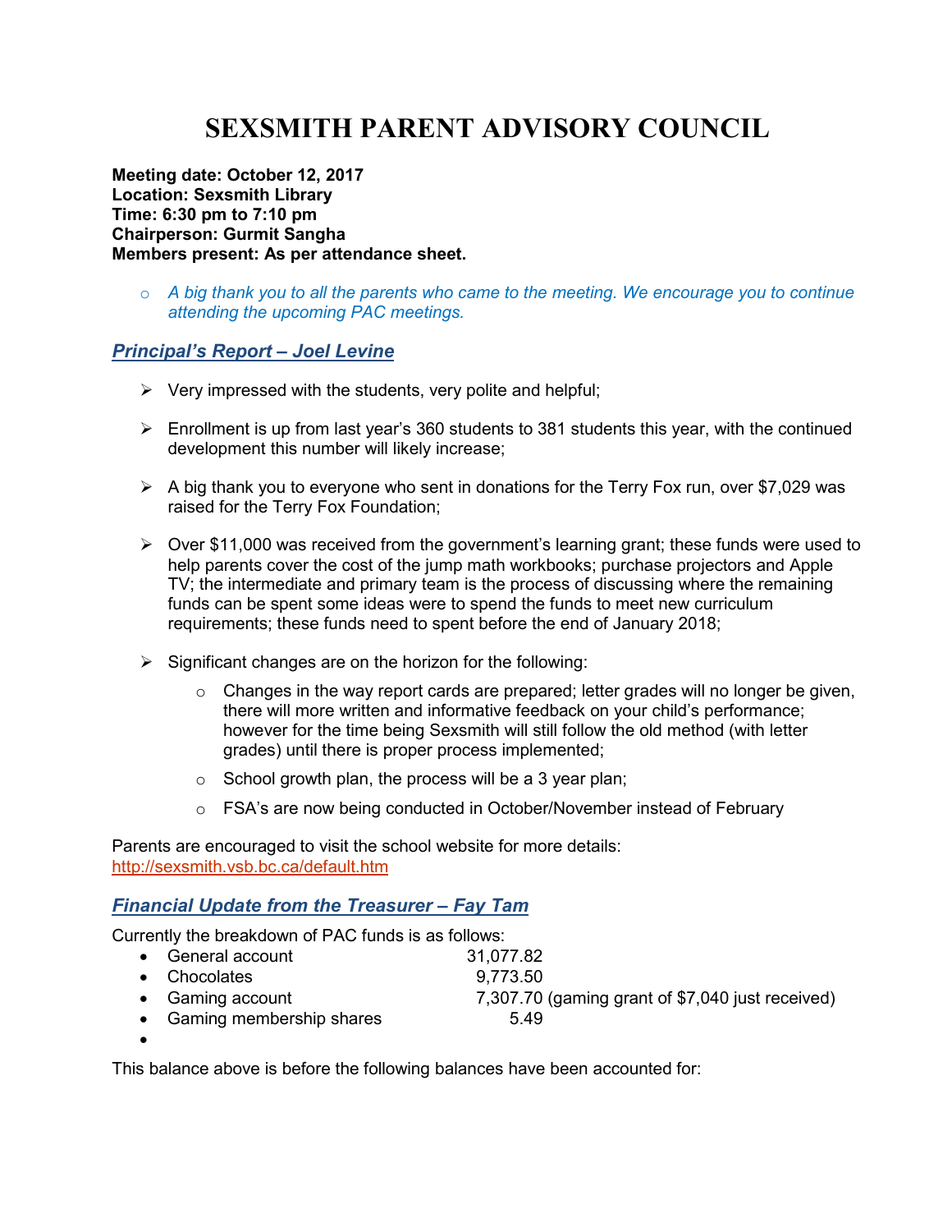# SEXSMITH PARENT ADVISORY COUNCIL

**Meeting date: October 12, 2017**
**Location: Sexsmith Library**
**Time: 6:30 pm to 7:10 pm**
**Chairperson: Gurmit Sangha**
**Members present: As per attendance sheet.**

- *A big thank you to all the parents who came to the meeting. We encourage you to continue attending the upcoming PAC meetings.*

## ***Principal's Report – Joel Levine***

- Very impressed with the students, very polite and helpful;
- Enrollment is up from last year's 360 students to 381 students this year, with the continued development this number will likely increase;
- A big thank you to everyone who sent in donations for the Terry Fox run, over $7,029 was raised for the Terry Fox Foundation;
- Over $11,000 was received from the government's learning grant; these funds were used to help parents cover the cost of the jump math workbooks; purchase projectors and Apple TV; the intermediate and primary team is the process of discussing where the remaining funds can be spent some ideas were to spend the funds to meet new curriculum requirements; these funds need to spent before the end of January 2018;
- Significant changes are on the horizon for the following:
  - Changes in the way report cards are prepared; letter grades will no longer be given, there will more written and informative feedback on your child's performance; however for the time being Sexsmith will still follow the old method (with letter grades) until there is proper process implemented;
  - School growth plan, the process will be a 3 year plan;
  - FSA's are now being conducted in October/November instead of February

Parents are encouraged to visit the school website for more details:
http://sexsmith.vsb.bc.ca/default.htm

## ***Financial Update from the Treasurer – Fay Tam***

Currently the breakdown of PAC funds is as follows:

- General account 31,077.82
- Chocolates 9,773.50
- Gaming account 7,307.70 (gaming grant of $7,040 just received)
- Gaming membership shares 5.49

This balance above is before the following balances have been accounted for: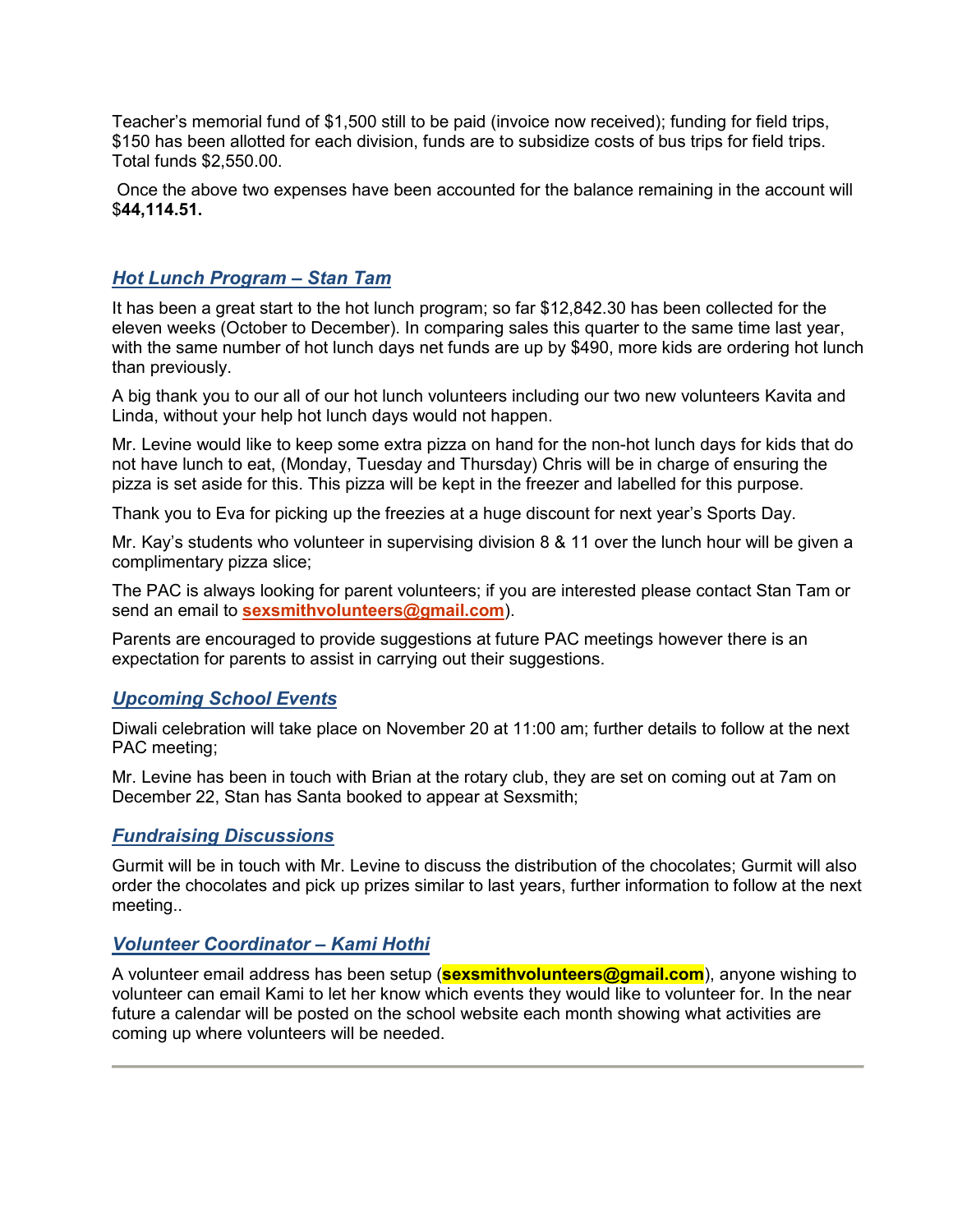Teacher's memorial fund of $1,500 still to be paid (invoice now received); funding for field trips, $150 has been allotted for each division, funds are to subsidize costs of bus trips for field trips. Total funds $2,550.00.

Once the above two expenses have been accounted for the balance remaining in the account will $**44,114.51.**

## ***Hot Lunch Program – Stan Tam***

It has been a great start to the hot lunch program; so far $12,842.30 has been collected for the eleven weeks (October to December). In comparing sales this quarter to the same time last year, with the same number of hot lunch days net funds are up by $490, more kids are ordering hot lunch than previously.

A big thank you to our all of our hot lunch volunteers including our two new volunteers Kavita and Linda, without your help hot lunch days would not happen.

Mr. Levine would like to keep some extra pizza on hand for the non-hot lunch days for kids that do not have lunch to eat, (Monday, Tuesday and Thursday) Chris will be in charge of ensuring the pizza is set aside for this. This pizza will be kept in the freezer and labelled for this purpose.

Thank you to Eva for picking up the freezies at a huge discount for next year's Sports Day.

Mr. Kay's students who volunteer in supervising division 8 & 11 over the lunch hour will be given a complimentary pizza slice;

The PAC is always looking for parent volunteers; if you are interested please contact Stan Tam or send an email to **sexsmithvolunteers@gmail.com**).

Parents are encouraged to provide suggestions at future PAC meetings however there is an expectation for parents to assist in carrying out their suggestions.

## ***Upcoming School Events***

Diwali celebration will take place on November 20 at 11:00 am; further details to follow at the next PAC meeting;

Mr. Levine has been in touch with Brian at the rotary club, they are set on coming out at 7am on December 22, Stan has Santa booked to appear at Sexsmith;

## ***Fundraising Discussions***

Gurmit will be in touch with Mr. Levine to discuss the distribution of the chocolates; Gurmit will also order the chocolates and pick up prizes similar to last years, further information to follow at the next meeting..

## ***Volunteer Coordinator – Kami Hothi***

A volunteer email address has been setup (**sexsmithvolunteers@gmail.com**), anyone wishing to volunteer can email Kami to let her know which events they would like to volunteer for. In the near future a calendar will be posted on the school website each month showing what activities are coming up where volunteers will be needed.

---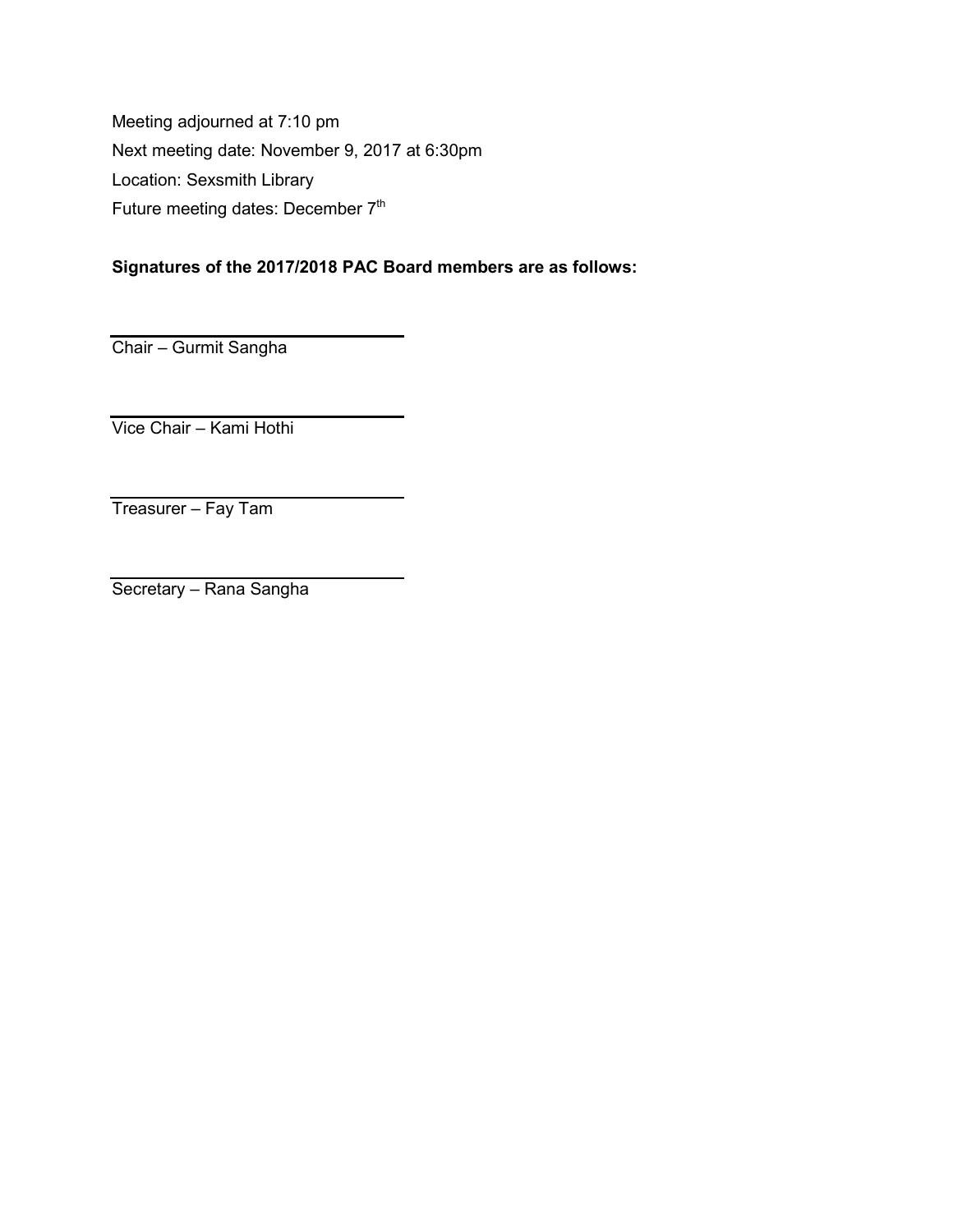Meeting adjourned at 7:10 pm

Next meeting date: November 9, 2017 at 6:30pm

Location: Sexsmith Library

Future meeting dates: December 7th

**Signatures of the 2017/2018 PAC Board members are as follows:**

\_\_\_\_\_\_\_\_\_\_\_\_\_\_\_\_\_\_\_\_\_\_\_\_\_\_\_\_\_\_

Chair – Gurmit Sangha

\_\_\_\_\_\_\_\_\_\_\_\_\_\_\_\_\_\_\_\_\_\_\_\_\_\_\_\_\_\_

Vice Chair – Kami Hothi

\_\_\_\_\_\_\_\_\_\_\_\_\_\_\_\_\_\_\_\_\_\_\_\_\_\_\_\_\_\_

Treasurer – Fay Tam

\_\_\_\_\_\_\_\_\_\_\_\_\_\_\_\_\_\_\_\_\_\_\_\_\_\_\_\_\_\_

Secretary – Rana Sangha